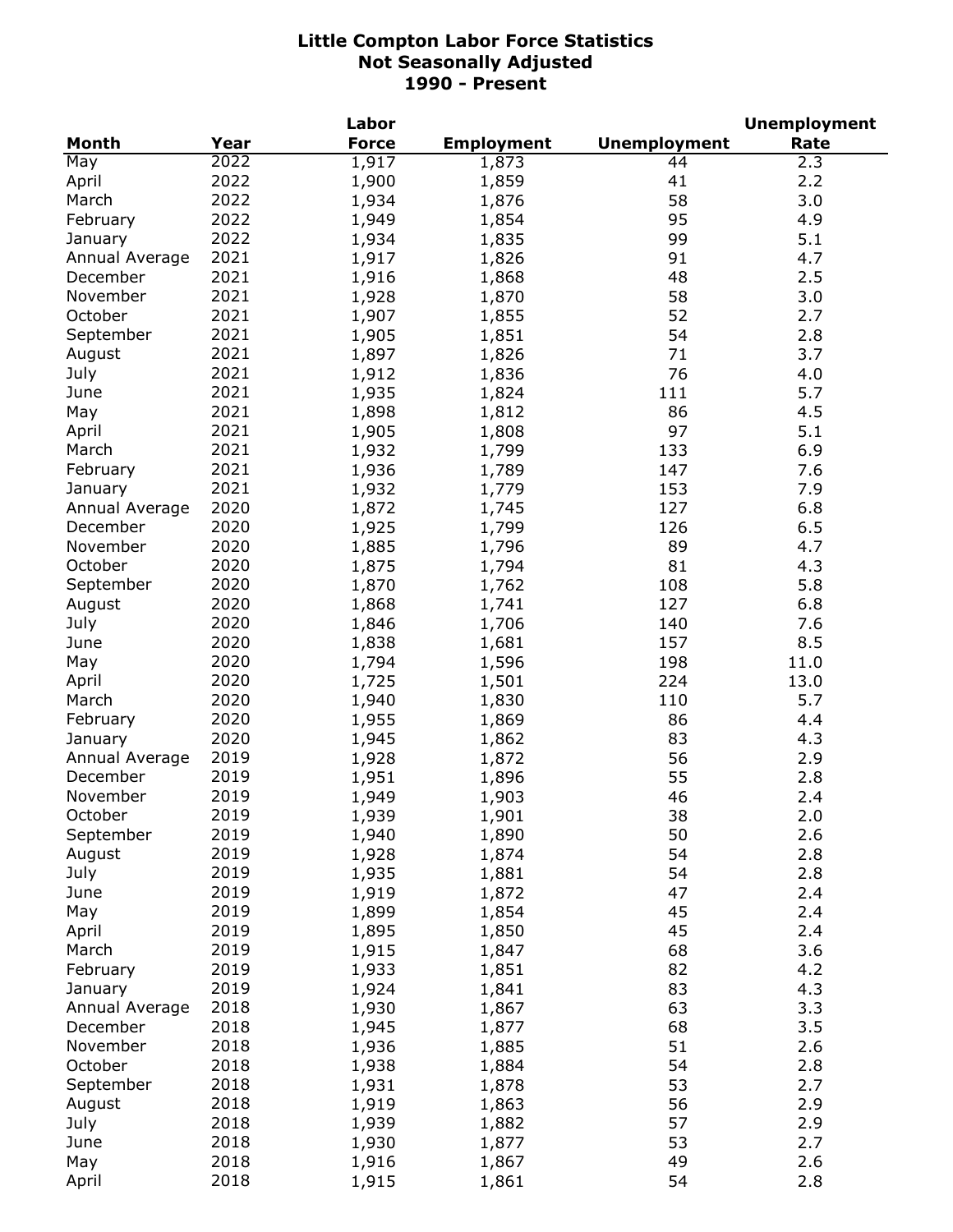# Little Compton Labor Force Statistics
## Not Seasonally Adjusted
## 1990 - Present

| Month | Year | Labor Force | Employment | Unemployment | Unemployment Rate |
|---|---|---|---|---|---|
| May | 2022 | 1,917 | 1,873 | 44 | 2.3 |
| April | 2022 | 1,900 | 1,859 | 41 | 2.2 |
| March | 2022 | 1,934 | 1,876 | 58 | 3.0 |
| February | 2022 | 1,949 | 1,854 | 95 | 4.9 |
| January | 2022 | 1,934 | 1,835 | 99 | 5.1 |
| Annual Average | 2021 | 1,917 | 1,826 | 91 | 4.7 |
| December | 2021 | 1,916 | 1,868 | 48 | 2.5 |
| November | 2021 | 1,928 | 1,870 | 58 | 3.0 |
| October | 2021 | 1,907 | 1,855 | 52 | 2.7 |
| September | 2021 | 1,905 | 1,851 | 54 | 2.8 |
| August | 2021 | 1,897 | 1,826 | 71 | 3.7 |
| July | 2021 | 1,912 | 1,836 | 76 | 4.0 |
| June | 2021 | 1,935 | 1,824 | 111 | 5.7 |
| May | 2021 | 1,898 | 1,812 | 86 | 4.5 |
| April | 2021 | 1,905 | 1,808 | 97 | 5.1 |
| March | 2021 | 1,932 | 1,799 | 133 | 6.9 |
| February | 2021 | 1,936 | 1,789 | 147 | 7.6 |
| January | 2021 | 1,932 | 1,779 | 153 | 7.9 |
| Annual Average | 2020 | 1,872 | 1,745 | 127 | 6.8 |
| December | 2020 | 1,925 | 1,799 | 126 | 6.5 |
| November | 2020 | 1,885 | 1,796 | 89 | 4.7 |
| October | 2020 | 1,875 | 1,794 | 81 | 4.3 |
| September | 2020 | 1,870 | 1,762 | 108 | 5.8 |
| August | 2020 | 1,868 | 1,741 | 127 | 6.8 |
| July | 2020 | 1,846 | 1,706 | 140 | 7.6 |
| June | 2020 | 1,838 | 1,681 | 157 | 8.5 |
| May | 2020 | 1,794 | 1,596 | 198 | 11.0 |
| April | 2020 | 1,725 | 1,501 | 224 | 13.0 |
| March | 2020 | 1,940 | 1,830 | 110 | 5.7 |
| February | 2020 | 1,955 | 1,869 | 86 | 4.4 |
| January | 2020 | 1,945 | 1,862 | 83 | 4.3 |
| Annual Average | 2019 | 1,928 | 1,872 | 56 | 2.9 |
| December | 2019 | 1,951 | 1,896 | 55 | 2.8 |
| November | 2019 | 1,949 | 1,903 | 46 | 2.4 |
| October | 2019 | 1,939 | 1,901 | 38 | 2.0 |
| September | 2019 | 1,940 | 1,890 | 50 | 2.6 |
| August | 2019 | 1,928 | 1,874 | 54 | 2.8 |
| July | 2019 | 1,935 | 1,881 | 54 | 2.8 |
| June | 2019 | 1,919 | 1,872 | 47 | 2.4 |
| May | 2019 | 1,899 | 1,854 | 45 | 2.4 |
| April | 2019 | 1,895 | 1,850 | 45 | 2.4 |
| March | 2019 | 1,915 | 1,847 | 68 | 3.6 |
| February | 2019 | 1,933 | 1,851 | 82 | 4.2 |
| January | 2019 | 1,924 | 1,841 | 83 | 4.3 |
| Annual Average | 2018 | 1,930 | 1,867 | 63 | 3.3 |
| December | 2018 | 1,945 | 1,877 | 68 | 3.5 |
| November | 2018 | 1,936 | 1,885 | 51 | 2.6 |
| October | 2018 | 1,938 | 1,884 | 54 | 2.8 |
| September | 2018 | 1,931 | 1,878 | 53 | 2.7 |
| August | 2018 | 1,919 | 1,863 | 56 | 2.9 |
| July | 2018 | 1,939 | 1,882 | 57 | 2.9 |
| June | 2018 | 1,930 | 1,877 | 53 | 2.7 |
| May | 2018 | 1,916 | 1,867 | 49 | 2.6 |
| April | 2018 | 1,915 | 1,861 | 54 | 2.8 |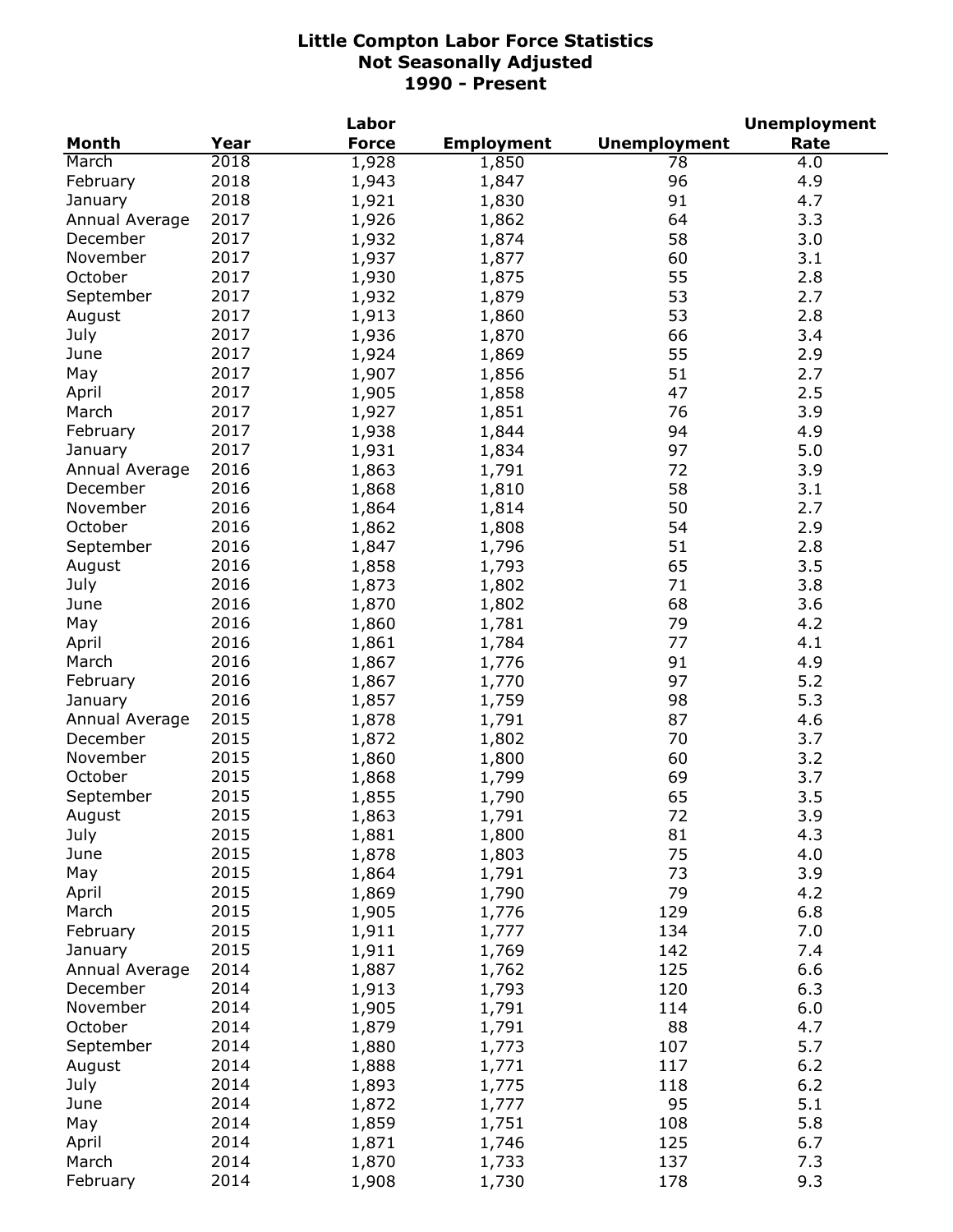# Little Compton Labor Force Statistics
## Not Seasonally Adjusted
## 1990 - Present

| Month | Year | Labor Force | Employment | Unemployment | Unemployment Rate |
|---|---|---|---|---|---|
| March | 2018 | 1,928 | 1,850 | 78 | 4.0 |
| February | 2018 | 1,943 | 1,847 | 96 | 4.9 |
| January | 2018 | 1,921 | 1,830 | 91 | 4.7 |
| Annual Average | 2017 | 1,926 | 1,862 | 64 | 3.3 |
| December | 2017 | 1,932 | 1,874 | 58 | 3.0 |
| November | 2017 | 1,937 | 1,877 | 60 | 3.1 |
| October | 2017 | 1,930 | 1,875 | 55 | 2.8 |
| September | 2017 | 1,932 | 1,879 | 53 | 2.7 |
| August | 2017 | 1,913 | 1,860 | 53 | 2.8 |
| July | 2017 | 1,936 | 1,870 | 66 | 3.4 |
| June | 2017 | 1,924 | 1,869 | 55 | 2.9 |
| May | 2017 | 1,907 | 1,856 | 51 | 2.7 |
| April | 2017 | 1,905 | 1,858 | 47 | 2.5 |
| March | 2017 | 1,927 | 1,851 | 76 | 3.9 |
| February | 2017 | 1,938 | 1,844 | 94 | 4.9 |
| January | 2017 | 1,931 | 1,834 | 97 | 5.0 |
| Annual Average | 2016 | 1,863 | 1,791 | 72 | 3.9 |
| December | 2016 | 1,868 | 1,810 | 58 | 3.1 |
| November | 2016 | 1,864 | 1,814 | 50 | 2.7 |
| October | 2016 | 1,862 | 1,808 | 54 | 2.9 |
| September | 2016 | 1,847 | 1,796 | 51 | 2.8 |
| August | 2016 | 1,858 | 1,793 | 65 | 3.5 |
| July | 2016 | 1,873 | 1,802 | 71 | 3.8 |
| June | 2016 | 1,870 | 1,802 | 68 | 3.6 |
| May | 2016 | 1,860 | 1,781 | 79 | 4.2 |
| April | 2016 | 1,861 | 1,784 | 77 | 4.1 |
| March | 2016 | 1,867 | 1,776 | 91 | 4.9 |
| February | 2016 | 1,867 | 1,770 | 97 | 5.2 |
| January | 2016 | 1,857 | 1,759 | 98 | 5.3 |
| Annual Average | 2015 | 1,878 | 1,791 | 87 | 4.6 |
| December | 2015 | 1,872 | 1,802 | 70 | 3.7 |
| November | 2015 | 1,860 | 1,800 | 60 | 3.2 |
| October | 2015 | 1,868 | 1,799 | 69 | 3.7 |
| September | 2015 | 1,855 | 1,790 | 65 | 3.5 |
| August | 2015 | 1,863 | 1,791 | 72 | 3.9 |
| July | 2015 | 1,881 | 1,800 | 81 | 4.3 |
| June | 2015 | 1,878 | 1,803 | 75 | 4.0 |
| May | 2015 | 1,864 | 1,791 | 73 | 3.9 |
| April | 2015 | 1,869 | 1,790 | 79 | 4.2 |
| March | 2015 | 1,905 | 1,776 | 129 | 6.8 |
| February | 2015 | 1,911 | 1,777 | 134 | 7.0 |
| January | 2015 | 1,911 | 1,769 | 142 | 7.4 |
| Annual Average | 2014 | 1,887 | 1,762 | 125 | 6.6 |
| December | 2014 | 1,913 | 1,793 | 120 | 6.3 |
| November | 2014 | 1,905 | 1,791 | 114 | 6.0 |
| October | 2014 | 1,879 | 1,791 | 88 | 4.7 |
| September | 2014 | 1,880 | 1,773 | 107 | 5.7 |
| August | 2014 | 1,888 | 1,771 | 117 | 6.2 |
| July | 2014 | 1,893 | 1,775 | 118 | 6.2 |
| June | 2014 | 1,872 | 1,777 | 95 | 5.1 |
| May | 2014 | 1,859 | 1,751 | 108 | 5.8 |
| April | 2014 | 1,871 | 1,746 | 125 | 6.7 |
| March | 2014 | 1,870 | 1,733 | 137 | 7.3 |
| February | 2014 | 1,908 | 1,730 | 178 | 9.3 |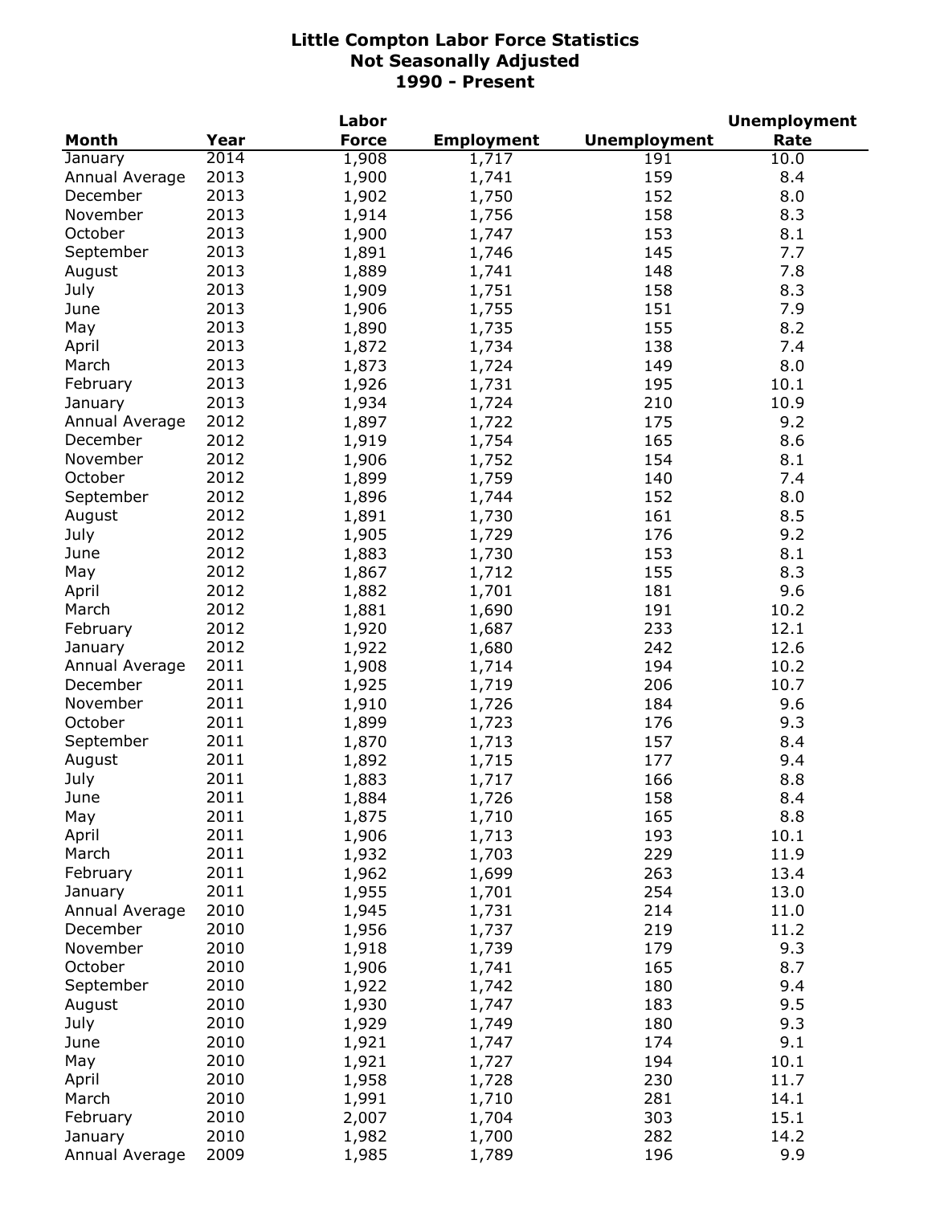# Little Compton Labor Force Statistics
## Not Seasonally Adjusted
## 1990 - Present

| Month | Year | Labor Force | Employment | Unemployment | Unemployment Rate |
|---|---|---|---|---|---|
| January | 2014 | 1,908 | 1,717 | 191 | 10.0 |
| Annual Average | 2013 | 1,900 | 1,741 | 159 | 8.4 |
| December | 2013 | 1,902 | 1,750 | 152 | 8.0 |
| November | 2013 | 1,914 | 1,756 | 158 | 8.3 |
| October | 2013 | 1,900 | 1,747 | 153 | 8.1 |
| September | 2013 | 1,891 | 1,746 | 145 | 7.7 |
| August | 2013 | 1,889 | 1,741 | 148 | 7.8 |
| July | 2013 | 1,909 | 1,751 | 158 | 8.3 |
| June | 2013 | 1,906 | 1,755 | 151 | 7.9 |
| May | 2013 | 1,890 | 1,735 | 155 | 8.2 |
| April | 2013 | 1,872 | 1,734 | 138 | 7.4 |
| March | 2013 | 1,873 | 1,724 | 149 | 8.0 |
| February | 2013 | 1,926 | 1,731 | 195 | 10.1 |
| January | 2013 | 1,934 | 1,724 | 210 | 10.9 |
| Annual Average | 2012 | 1,897 | 1,722 | 175 | 9.2 |
| December | 2012 | 1,919 | 1,754 | 165 | 8.6 |
| November | 2012 | 1,906 | 1,752 | 154 | 8.1 |
| October | 2012 | 1,899 | 1,759 | 140 | 7.4 |
| September | 2012 | 1,896 | 1,744 | 152 | 8.0 |
| August | 2012 | 1,891 | 1,730 | 161 | 8.5 |
| July | 2012 | 1,905 | 1,729 | 176 | 9.2 |
| June | 2012 | 1,883 | 1,730 | 153 | 8.1 |
| May | 2012 | 1,867 | 1,712 | 155 | 8.3 |
| April | 2012 | 1,882 | 1,701 | 181 | 9.6 |
| March | 2012 | 1,881 | 1,690 | 191 | 10.2 |
| February | 2012 | 1,920 | 1,687 | 233 | 12.1 |
| January | 2012 | 1,922 | 1,680 | 242 | 12.6 |
| Annual Average | 2011 | 1,908 | 1,714 | 194 | 10.2 |
| December | 2011 | 1,925 | 1,719 | 206 | 10.7 |
| November | 2011 | 1,910 | 1,726 | 184 | 9.6 |
| October | 2011 | 1,899 | 1,723 | 176 | 9.3 |
| September | 2011 | 1,870 | 1,713 | 157 | 8.4 |
| August | 2011 | 1,892 | 1,715 | 177 | 9.4 |
| July | 2011 | 1,883 | 1,717 | 166 | 8.8 |
| June | 2011 | 1,884 | 1,726 | 158 | 8.4 |
| May | 2011 | 1,875 | 1,710 | 165 | 8.8 |
| April | 2011 | 1,906 | 1,713 | 193 | 10.1 |
| March | 2011 | 1,932 | 1,703 | 229 | 11.9 |
| February | 2011 | 1,962 | 1,699 | 263 | 13.4 |
| January | 2011 | 1,955 | 1,701 | 254 | 13.0 |
| Annual Average | 2010 | 1,945 | 1,731 | 214 | 11.0 |
| December | 2010 | 1,956 | 1,737 | 219 | 11.2 |
| November | 2010 | 1,918 | 1,739 | 179 | 9.3 |
| October | 2010 | 1,906 | 1,741 | 165 | 8.7 |
| September | 2010 | 1,922 | 1,742 | 180 | 9.4 |
| August | 2010 | 1,930 | 1,747 | 183 | 9.5 |
| July | 2010 | 1,929 | 1,749 | 180 | 9.3 |
| June | 2010 | 1,921 | 1,747 | 174 | 9.1 |
| May | 2010 | 1,921 | 1,727 | 194 | 10.1 |
| April | 2010 | 1,958 | 1,728 | 230 | 11.7 |
| March | 2010 | 1,991 | 1,710 | 281 | 14.1 |
| February | 2010 | 2,007 | 1,704 | 303 | 15.1 |
| January | 2010 | 1,982 | 1,700 | 282 | 14.2 |
| Annual Average | 2009 | 1,985 | 1,789 | 196 | 9.9 |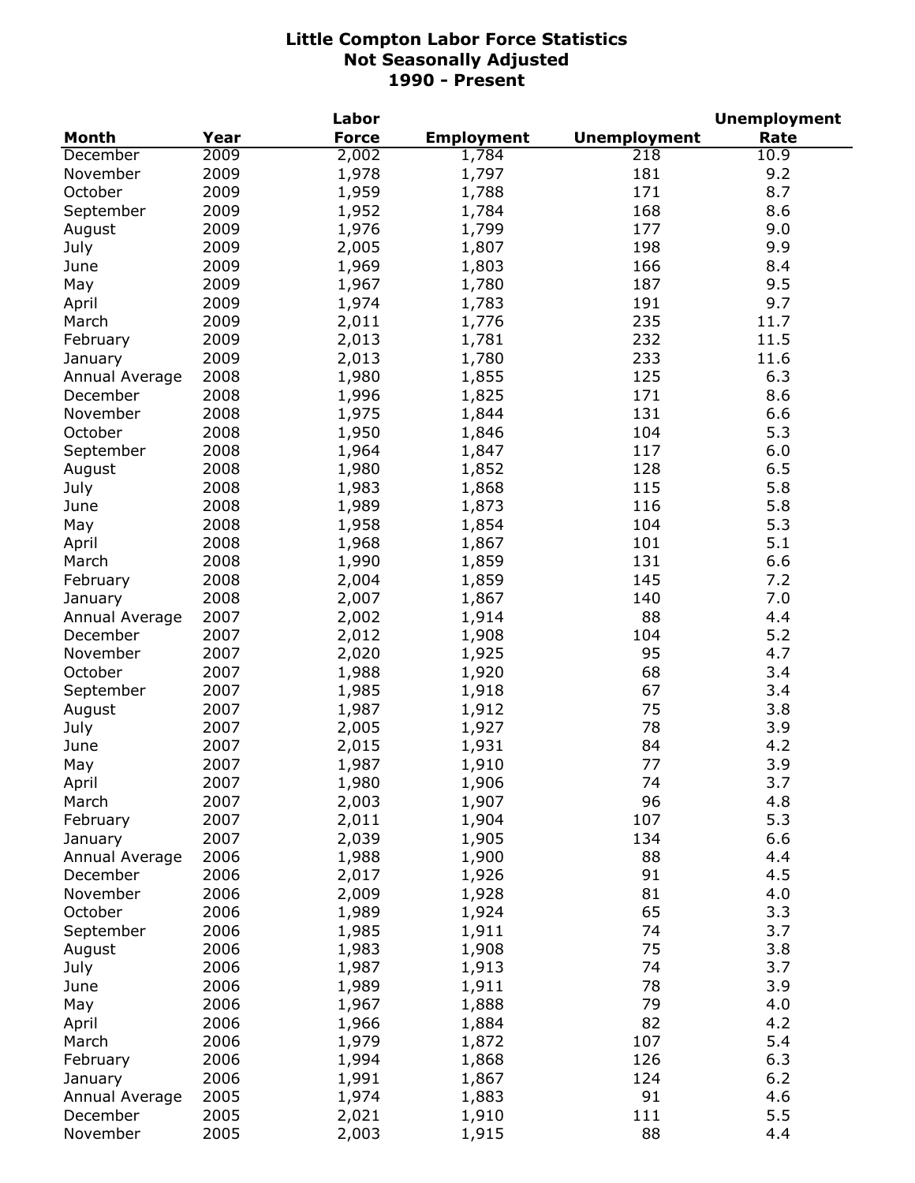# Little Compton Labor Force Statistics
## Not Seasonally Adjusted
## 1990 - Present

| Month | Year | Labor Force | Employment | Unemployment | Unemployment Rate |
|---|---|---|---|---|---|
| December | 2009 | 2,002 | 1,784 | 218 | 10.9 |
| November | 2009 | 1,978 | 1,797 | 181 | 9.2 |
| October | 2009 | 1,959 | 1,788 | 171 | 8.7 |
| September | 2009 | 1,952 | 1,784 | 168 | 8.6 |
| August | 2009 | 1,976 | 1,799 | 177 | 9.0 |
| July | 2009 | 2,005 | 1,807 | 198 | 9.9 |
| June | 2009 | 1,969 | 1,803 | 166 | 8.4 |
| May | 2009 | 1,967 | 1,780 | 187 | 9.5 |
| April | 2009 | 1,974 | 1,783 | 191 | 9.7 |
| March | 2009 | 2,011 | 1,776 | 235 | 11.7 |
| February | 2009 | 2,013 | 1,781 | 232 | 11.5 |
| January | 2009 | 2,013 | 1,780 | 233 | 11.6 |
| Annual Average | 2008 | 1,980 | 1,855 | 125 | 6.3 |
| December | 2008 | 1,996 | 1,825 | 171 | 8.6 |
| November | 2008 | 1,975 | 1,844 | 131 | 6.6 |
| October | 2008 | 1,950 | 1,846 | 104 | 5.3 |
| September | 2008 | 1,964 | 1,847 | 117 | 6.0 |
| August | 2008 | 1,980 | 1,852 | 128 | 6.5 |
| July | 2008 | 1,983 | 1,868 | 115 | 5.8 |
| June | 2008 | 1,989 | 1,873 | 116 | 5.8 |
| May | 2008 | 1,958 | 1,854 | 104 | 5.3 |
| April | 2008 | 1,968 | 1,867 | 101 | 5.1 |
| March | 2008 | 1,990 | 1,859 | 131 | 6.6 |
| February | 2008 | 2,004 | 1,859 | 145 | 7.2 |
| January | 2008 | 2,007 | 1,867 | 140 | 7.0 |
| Annual Average | 2007 | 2,002 | 1,914 | 88 | 4.4 |
| December | 2007 | 2,012 | 1,908 | 104 | 5.2 |
| November | 2007 | 2,020 | 1,925 | 95 | 4.7 |
| October | 2007 | 1,988 | 1,920 | 68 | 3.4 |
| September | 2007 | 1,985 | 1,918 | 67 | 3.4 |
| August | 2007 | 1,987 | 1,912 | 75 | 3.8 |
| July | 2007 | 2,005 | 1,927 | 78 | 3.9 |
| June | 2007 | 2,015 | 1,931 | 84 | 4.2 |
| May | 2007 | 1,987 | 1,910 | 77 | 3.9 |
| April | 2007 | 1,980 | 1,906 | 74 | 3.7 |
| March | 2007 | 2,003 | 1,907 | 96 | 4.8 |
| February | 2007 | 2,011 | 1,904 | 107 | 5.3 |
| January | 2007 | 2,039 | 1,905 | 134 | 6.6 |
| Annual Average | 2006 | 1,988 | 1,900 | 88 | 4.4 |
| December | 2006 | 2,017 | 1,926 | 91 | 4.5 |
| November | 2006 | 2,009 | 1,928 | 81 | 4.0 |
| October | 2006 | 1,989 | 1,924 | 65 | 3.3 |
| September | 2006 | 1,985 | 1,911 | 74 | 3.7 |
| August | 2006 | 1,983 | 1,908 | 75 | 3.8 |
| July | 2006 | 1,987 | 1,913 | 74 | 3.7 |
| June | 2006 | 1,989 | 1,911 | 78 | 3.9 |
| May | 2006 | 1,967 | 1,888 | 79 | 4.0 |
| April | 2006 | 1,966 | 1,884 | 82 | 4.2 |
| March | 2006 | 1,979 | 1,872 | 107 | 5.4 |
| February | 2006 | 1,994 | 1,868 | 126 | 6.3 |
| January | 2006 | 1,991 | 1,867 | 124 | 6.2 |
| Annual Average | 2005 | 1,974 | 1,883 | 91 | 4.6 |
| December | 2005 | 2,021 | 1,910 | 111 | 5.5 |
| November | 2005 | 2,003 | 1,915 | 88 | 4.4 |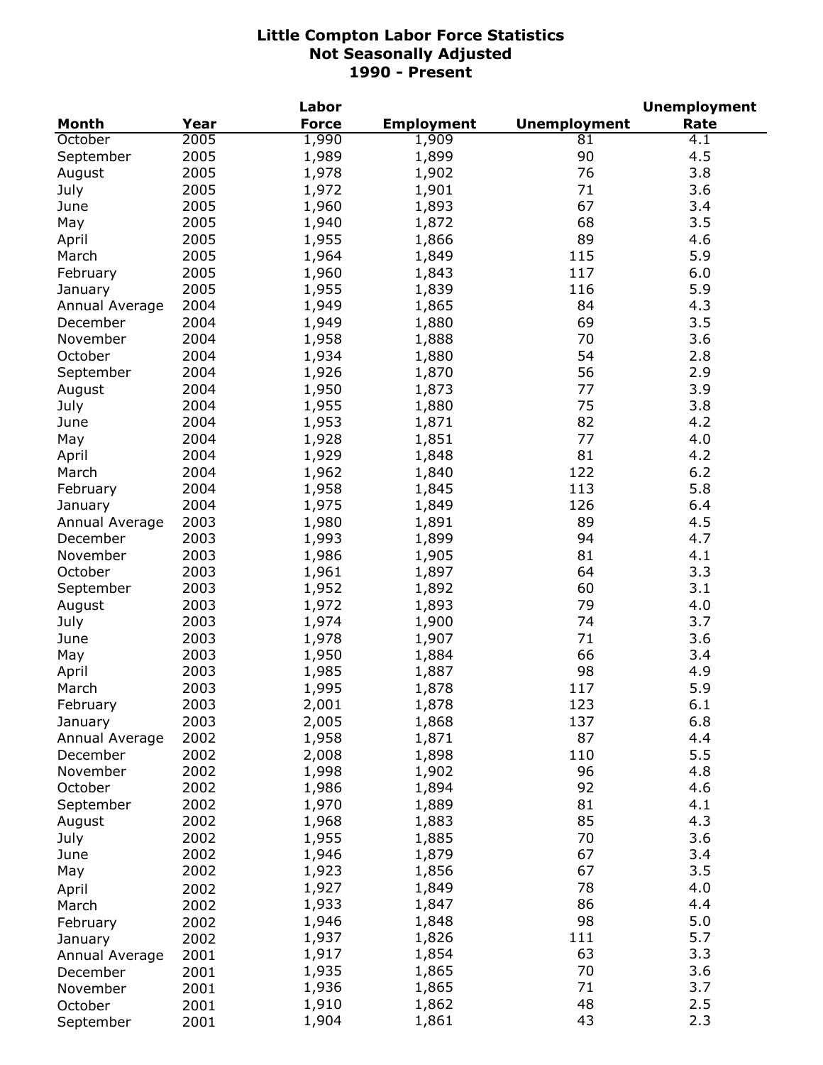# Little Compton Labor Force Statistics
## Not Seasonally Adjusted
## 1990 - Present

| Month | Year | Labor Force | Employment | Unemployment | Unemployment Rate |
|---|---|---|---|---|---|
| October | 2005 | 1,990 | 1,909 | 81 | 4.1 |
| September | 2005 | 1,989 | 1,899 | 90 | 4.5 |
| August | 2005 | 1,978 | 1,902 | 76 | 3.8 |
| July | 2005 | 1,972 | 1,901 | 71 | 3.6 |
| June | 2005 | 1,960 | 1,893 | 67 | 3.4 |
| May | 2005 | 1,940 | 1,872 | 68 | 3.5 |
| April | 2005 | 1,955 | 1,866 | 89 | 4.6 |
| March | 2005 | 1,964 | 1,849 | 115 | 5.9 |
| February | 2005 | 1,960 | 1,843 | 117 | 6.0 |
| January | 2005 | 1,955 | 1,839 | 116 | 5.9 |
| Annual Average | 2004 | 1,949 | 1,865 | 84 | 4.3 |
| December | 2004 | 1,949 | 1,880 | 69 | 3.5 |
| November | 2004 | 1,958 | 1,888 | 70 | 3.6 |
| October | 2004 | 1,934 | 1,880 | 54 | 2.8 |
| September | 2004 | 1,926 | 1,870 | 56 | 2.9 |
| August | 2004 | 1,950 | 1,873 | 77 | 3.9 |
| July | 2004 | 1,955 | 1,880 | 75 | 3.8 |
| June | 2004 | 1,953 | 1,871 | 82 | 4.2 |
| May | 2004 | 1,928 | 1,851 | 77 | 4.0 |
| April | 2004 | 1,929 | 1,848 | 81 | 4.2 |
| March | 2004 | 1,962 | 1,840 | 122 | 6.2 |
| February | 2004 | 1,958 | 1,845 | 113 | 5.8 |
| January | 2004 | 1,975 | 1,849 | 126 | 6.4 |
| Annual Average | 2003 | 1,980 | 1,891 | 89 | 4.5 |
| December | 2003 | 1,993 | 1,899 | 94 | 4.7 |
| November | 2003 | 1,986 | 1,905 | 81 | 4.1 |
| October | 2003 | 1,961 | 1,897 | 64 | 3.3 |
| September | 2003 | 1,952 | 1,892 | 60 | 3.1 |
| August | 2003 | 1,972 | 1,893 | 79 | 4.0 |
| July | 2003 | 1,974 | 1,900 | 74 | 3.7 |
| June | 2003 | 1,978 | 1,907 | 71 | 3.6 |
| May | 2003 | 1,950 | 1,884 | 66 | 3.4 |
| April | 2003 | 1,985 | 1,887 | 98 | 4.9 |
| March | 2003 | 1,995 | 1,878 | 117 | 5.9 |
| February | 2003 | 2,001 | 1,878 | 123 | 6.1 |
| January | 2003 | 2,005 | 1,868 | 137 | 6.8 |
| Annual Average | 2002 | 1,958 | 1,871 | 87 | 4.4 |
| December | 2002 | 2,008 | 1,898 | 110 | 5.5 |
| November | 2002 | 1,998 | 1,902 | 96 | 4.8 |
| October | 2002 | 1,986 | 1,894 | 92 | 4.6 |
| September | 2002 | 1,970 | 1,889 | 81 | 4.1 |
| August | 2002 | 1,968 | 1,883 | 85 | 4.3 |
| July | 2002 | 1,955 | 1,885 | 70 | 3.6 |
| June | 2002 | 1,946 | 1,879 | 67 | 3.4 |
| May | 2002 | 1,923 | 1,856 | 67 | 3.5 |
| April | 2002 | 1,927 | 1,849 | 78 | 4.0 |
| March | 2002 | 1,933 | 1,847 | 86 | 4.4 |
| February | 2002 | 1,946 | 1,848 | 98 | 5.0 |
| January | 2002 | 1,937 | 1,826 | 111 | 5.7 |
| Annual Average | 2001 | 1,917 | 1,854 | 63 | 3.3 |
| December | 2001 | 1,935 | 1,865 | 70 | 3.6 |
| November | 2001 | 1,936 | 1,865 | 71 | 3.7 |
| October | 2001 | 1,910 | 1,862 | 48 | 2.5 |
| September | 2001 | 1,904 | 1,861 | 43 | 2.3 |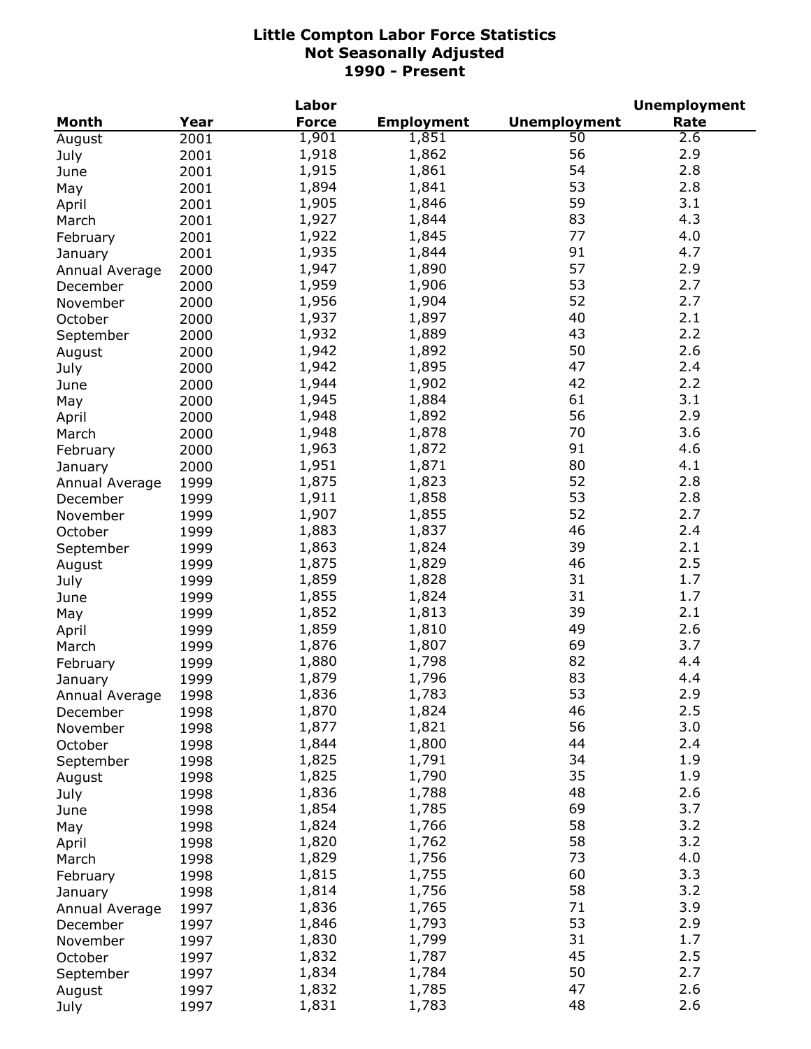# Little Compton Labor Force Statistics
## Not Seasonally Adjusted
## 1990 - Present

| Month | Year | Labor Force | Employment | Unemployment | Unemployment Rate |
|---|---|---|---|---|---|
| August | 2001 | 1,901 | 1,851 | 50 | 2.6 |
| July | 2001 | 1,918 | 1,862 | 56 | 2.9 |
| June | 2001 | 1,915 | 1,861 | 54 | 2.8 |
| May | 2001 | 1,894 | 1,841 | 53 | 2.8 |
| April | 2001 | 1,905 | 1,846 | 59 | 3.1 |
| March | 2001 | 1,927 | 1,844 | 83 | 4.3 |
| February | 2001 | 1,922 | 1,845 | 77 | 4.0 |
| January | 2001 | 1,935 | 1,844 | 91 | 4.7 |
| Annual Average | 2000 | 1,947 | 1,890 | 57 | 2.9 |
| December | 2000 | 1,959 | 1,906 | 53 | 2.7 |
| November | 2000 | 1,956 | 1,904 | 52 | 2.7 |
| October | 2000 | 1,937 | 1,897 | 40 | 2.1 |
| September | 2000 | 1,932 | 1,889 | 43 | 2.2 |
| August | 2000 | 1,942 | 1,892 | 50 | 2.6 |
| July | 2000 | 1,942 | 1,895 | 47 | 2.4 |
| June | 2000 | 1,944 | 1,902 | 42 | 2.2 |
| May | 2000 | 1,945 | 1,884 | 61 | 3.1 |
| April | 2000 | 1,948 | 1,892 | 56 | 2.9 |
| March | 2000 | 1,948 | 1,878 | 70 | 3.6 |
| February | 2000 | 1,963 | 1,872 | 91 | 4.6 |
| January | 2000 | 1,951 | 1,871 | 80 | 4.1 |
| Annual Average | 1999 | 1,875 | 1,823 | 52 | 2.8 |
| December | 1999 | 1,911 | 1,858 | 53 | 2.8 |
| November | 1999 | 1,907 | 1,855 | 52 | 2.7 |
| October | 1999 | 1,883 | 1,837 | 46 | 2.4 |
| September | 1999 | 1,863 | 1,824 | 39 | 2.1 |
| August | 1999 | 1,875 | 1,829 | 46 | 2.5 |
| July | 1999 | 1,859 | 1,828 | 31 | 1.7 |
| June | 1999 | 1,855 | 1,824 | 31 | 1.7 |
| May | 1999 | 1,852 | 1,813 | 39 | 2.1 |
| April | 1999 | 1,859 | 1,810 | 49 | 2.6 |
| March | 1999 | 1,876 | 1,807 | 69 | 3.7 |
| February | 1999 | 1,880 | 1,798 | 82 | 4.4 |
| January | 1999 | 1,879 | 1,796 | 83 | 4.4 |
| Annual Average | 1998 | 1,836 | 1,783 | 53 | 2.9 |
| December | 1998 | 1,870 | 1,824 | 46 | 2.5 |
| November | 1998 | 1,877 | 1,821 | 56 | 3.0 |
| October | 1998 | 1,844 | 1,800 | 44 | 2.4 |
| September | 1998 | 1,825 | 1,791 | 34 | 1.9 |
| August | 1998 | 1,825 | 1,790 | 35 | 1.9 |
| July | 1998 | 1,836 | 1,788 | 48 | 2.6 |
| June | 1998 | 1,854 | 1,785 | 69 | 3.7 |
| May | 1998 | 1,824 | 1,766 | 58 | 3.2 |
| April | 1998 | 1,820 | 1,762 | 58 | 3.2 |
| March | 1998 | 1,829 | 1,756 | 73 | 4.0 |
| February | 1998 | 1,815 | 1,755 | 60 | 3.3 |
| January | 1998 | 1,814 | 1,756 | 58 | 3.2 |
| Annual Average | 1997 | 1,836 | 1,765 | 71 | 3.9 |
| December | 1997 | 1,846 | 1,793 | 53 | 2.9 |
| November | 1997 | 1,830 | 1,799 | 31 | 1.7 |
| October | 1997 | 1,832 | 1,787 | 45 | 2.5 |
| September | 1997 | 1,834 | 1,784 | 50 | 2.7 |
| August | 1997 | 1,832 | 1,785 | 47 | 2.6 |
| July | 1997 | 1,831 | 1,783 | 48 | 2.6 |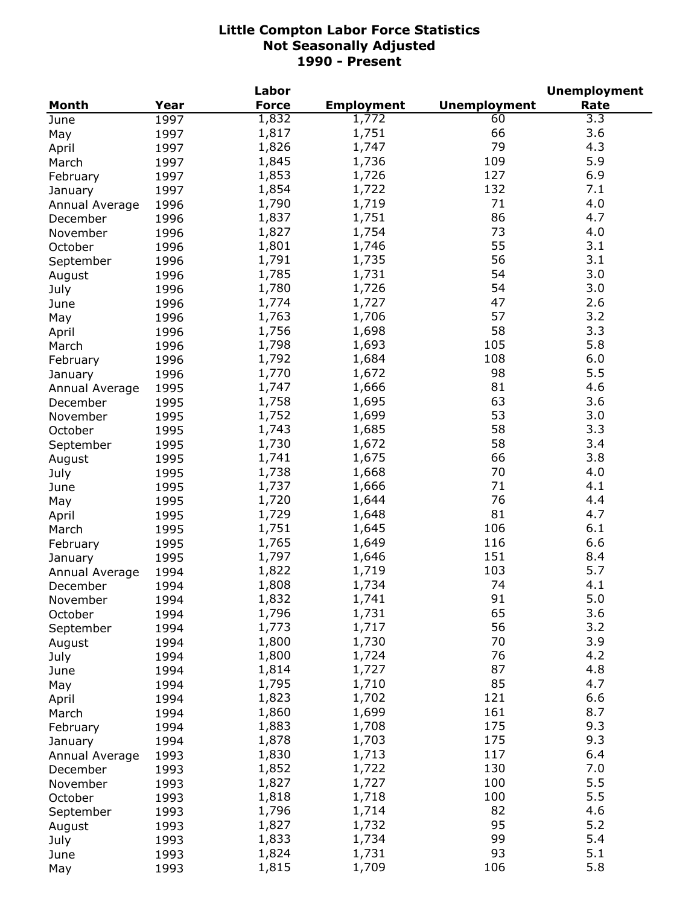# Little Compton Labor Force Statistics
## Not Seasonally Adjusted
## 1990 - Present

| Month | Year | Labor Force | Employment | Unemployment | Unemployment Rate |
|---|---|---|---|---|---|
| June | 1997 | 1,832 | 1,772 | 60 | 3.3 |
| May | 1997 | 1,817 | 1,751 | 66 | 3.6 |
| April | 1997 | 1,826 | 1,747 | 79 | 4.3 |
| March | 1997 | 1,845 | 1,736 | 109 | 5.9 |
| February | 1997 | 1,853 | 1,726 | 127 | 6.9 |
| January | 1997 | 1,854 | 1,722 | 132 | 7.1 |
| Annual Average | 1996 | 1,790 | 1,719 | 71 | 4.0 |
| December | 1996 | 1,837 | 1,751 | 86 | 4.7 |
| November | 1996 | 1,827 | 1,754 | 73 | 4.0 |
| October | 1996 | 1,801 | 1,746 | 55 | 3.1 |
| September | 1996 | 1,791 | 1,735 | 56 | 3.1 |
| August | 1996 | 1,785 | 1,731 | 54 | 3.0 |
| July | 1996 | 1,780 | 1,726 | 54 | 3.0 |
| June | 1996 | 1,774 | 1,727 | 47 | 2.6 |
| May | 1996 | 1,763 | 1,706 | 57 | 3.2 |
| April | 1996 | 1,756 | 1,698 | 58 | 3.3 |
| March | 1996 | 1,798 | 1,693 | 105 | 5.8 |
| February | 1996 | 1,792 | 1,684 | 108 | 6.0 |
| January | 1996 | 1,770 | 1,672 | 98 | 5.5 |
| Annual Average | 1995 | 1,747 | 1,666 | 81 | 4.6 |
| December | 1995 | 1,758 | 1,695 | 63 | 3.6 |
| November | 1995 | 1,752 | 1,699 | 53 | 3.0 |
| October | 1995 | 1,743 | 1,685 | 58 | 3.3 |
| September | 1995 | 1,730 | 1,672 | 58 | 3.4 |
| August | 1995 | 1,741 | 1,675 | 66 | 3.8 |
| July | 1995 | 1,738 | 1,668 | 70 | 4.0 |
| June | 1995 | 1,737 | 1,666 | 71 | 4.1 |
| May | 1995 | 1,720 | 1,644 | 76 | 4.4 |
| April | 1995 | 1,729 | 1,648 | 81 | 4.7 |
| March | 1995 | 1,751 | 1,645 | 106 | 6.1 |
| February | 1995 | 1,765 | 1,649 | 116 | 6.6 |
| January | 1995 | 1,797 | 1,646 | 151 | 8.4 |
| Annual Average | 1994 | 1,822 | 1,719 | 103 | 5.7 |
| December | 1994 | 1,808 | 1,734 | 74 | 4.1 |
| November | 1994 | 1,832 | 1,741 | 91 | 5.0 |
| October | 1994 | 1,796 | 1,731 | 65 | 3.6 |
| September | 1994 | 1,773 | 1,717 | 56 | 3.2 |
| August | 1994 | 1,800 | 1,730 | 70 | 3.9 |
| July | 1994 | 1,800 | 1,724 | 76 | 4.2 |
| June | 1994 | 1,814 | 1,727 | 87 | 4.8 |
| May | 1994 | 1,795 | 1,710 | 85 | 4.7 |
| April | 1994 | 1,823 | 1,702 | 121 | 6.6 |
| March | 1994 | 1,860 | 1,699 | 161 | 8.7 |
| February | 1994 | 1,883 | 1,708 | 175 | 9.3 |
| January | 1994 | 1,878 | 1,703 | 175 | 9.3 |
| Annual Average | 1993 | 1,830 | 1,713 | 117 | 6.4 |
| December | 1993 | 1,852 | 1,722 | 130 | 7.0 |
| November | 1993 | 1,827 | 1,727 | 100 | 5.5 |
| October | 1993 | 1,818 | 1,718 | 100 | 5.5 |
| September | 1993 | 1,796 | 1,714 | 82 | 4.6 |
| August | 1993 | 1,827 | 1,732 | 95 | 5.2 |
| July | 1993 | 1,833 | 1,734 | 99 | 5.4 |
| June | 1993 | 1,824 | 1,731 | 93 | 5.1 |
| May | 1993 | 1,815 | 1,709 | 106 | 5.8 |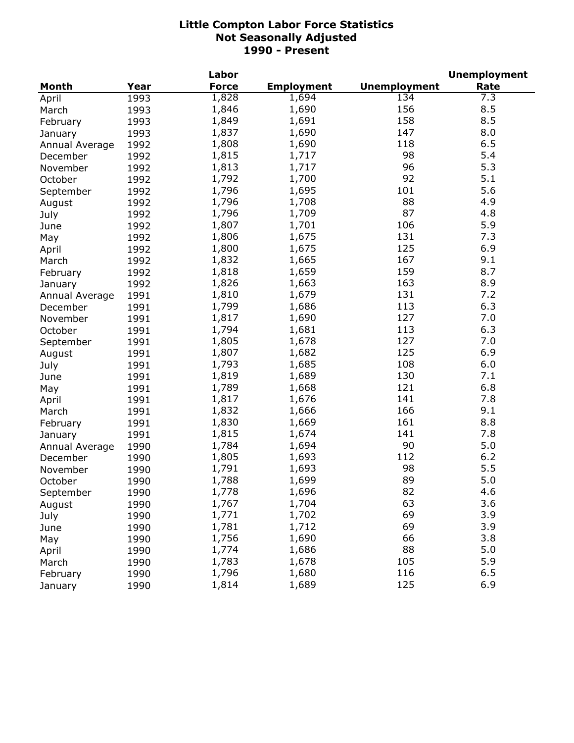**Little Compton Labor Force Statistics**
**Not Seasonally Adjusted**
**1990 - Present**

| Month | Year | Labor Force | Employment | Unemployment | Unemployment Rate |
|---|---|---|---|---|---|
| April | 1993 | 1,828 | 1,694 | 134 | 7.3 |
| March | 1993 | 1,846 | 1,690 | 156 | 8.5 |
| February | 1993 | 1,849 | 1,691 | 158 | 8.5 |
| January | 1993 | 1,837 | 1,690 | 147 | 8.0 |
| Annual Average | 1992 | 1,808 | 1,690 | 118 | 6.5 |
| December | 1992 | 1,815 | 1,717 | 98 | 5.4 |
| November | 1992 | 1,813 | 1,717 | 96 | 5.3 |
| October | 1992 | 1,792 | 1,700 | 92 | 5.1 |
| September | 1992 | 1,796 | 1,695 | 101 | 5.6 |
| August | 1992 | 1,796 | 1,708 | 88 | 4.9 |
| July | 1992 | 1,796 | 1,709 | 87 | 4.8 |
| June | 1992 | 1,807 | 1,701 | 106 | 5.9 |
| May | 1992 | 1,806 | 1,675 | 131 | 7.3 |
| April | 1992 | 1,800 | 1,675 | 125 | 6.9 |
| March | 1992 | 1,832 | 1,665 | 167 | 9.1 |
| February | 1992 | 1,818 | 1,659 | 159 | 8.7 |
| January | 1992 | 1,826 | 1,663 | 163 | 8.9 |
| Annual Average | 1991 | 1,810 | 1,679 | 131 | 7.2 |
| December | 1991 | 1,799 | 1,686 | 113 | 6.3 |
| November | 1991 | 1,817 | 1,690 | 127 | 7.0 |
| October | 1991 | 1,794 | 1,681 | 113 | 6.3 |
| September | 1991 | 1,805 | 1,678 | 127 | 7.0 |
| August | 1991 | 1,807 | 1,682 | 125 | 6.9 |
| July | 1991 | 1,793 | 1,685 | 108 | 6.0 |
| June | 1991 | 1,819 | 1,689 | 130 | 7.1 |
| May | 1991 | 1,789 | 1,668 | 121 | 6.8 |
| April | 1991 | 1,817 | 1,676 | 141 | 7.8 |
| March | 1991 | 1,832 | 1,666 | 166 | 9.1 |
| February | 1991 | 1,830 | 1,669 | 161 | 8.8 |
| January | 1991 | 1,815 | 1,674 | 141 | 7.8 |
| Annual Average | 1990 | 1,784 | 1,694 | 90 | 5.0 |
| December | 1990 | 1,805 | 1,693 | 112 | 6.2 |
| November | 1990 | 1,791 | 1,693 | 98 | 5.5 |
| October | 1990 | 1,788 | 1,699 | 89 | 5.0 |
| September | 1990 | 1,778 | 1,696 | 82 | 4.6 |
| August | 1990 | 1,767 | 1,704 | 63 | 3.6 |
| July | 1990 | 1,771 | 1,702 | 69 | 3.9 |
| June | 1990 | 1,781 | 1,712 | 69 | 3.9 |
| May | 1990 | 1,756 | 1,690 | 66 | 3.8 |
| April | 1990 | 1,774 | 1,686 | 88 | 5.0 |
| March | 1990 | 1,783 | 1,678 | 105 | 5.9 |
| February | 1990 | 1,796 | 1,680 | 116 | 6.5 |
| January | 1990 | 1,814 | 1,689 | 125 | 6.9 |